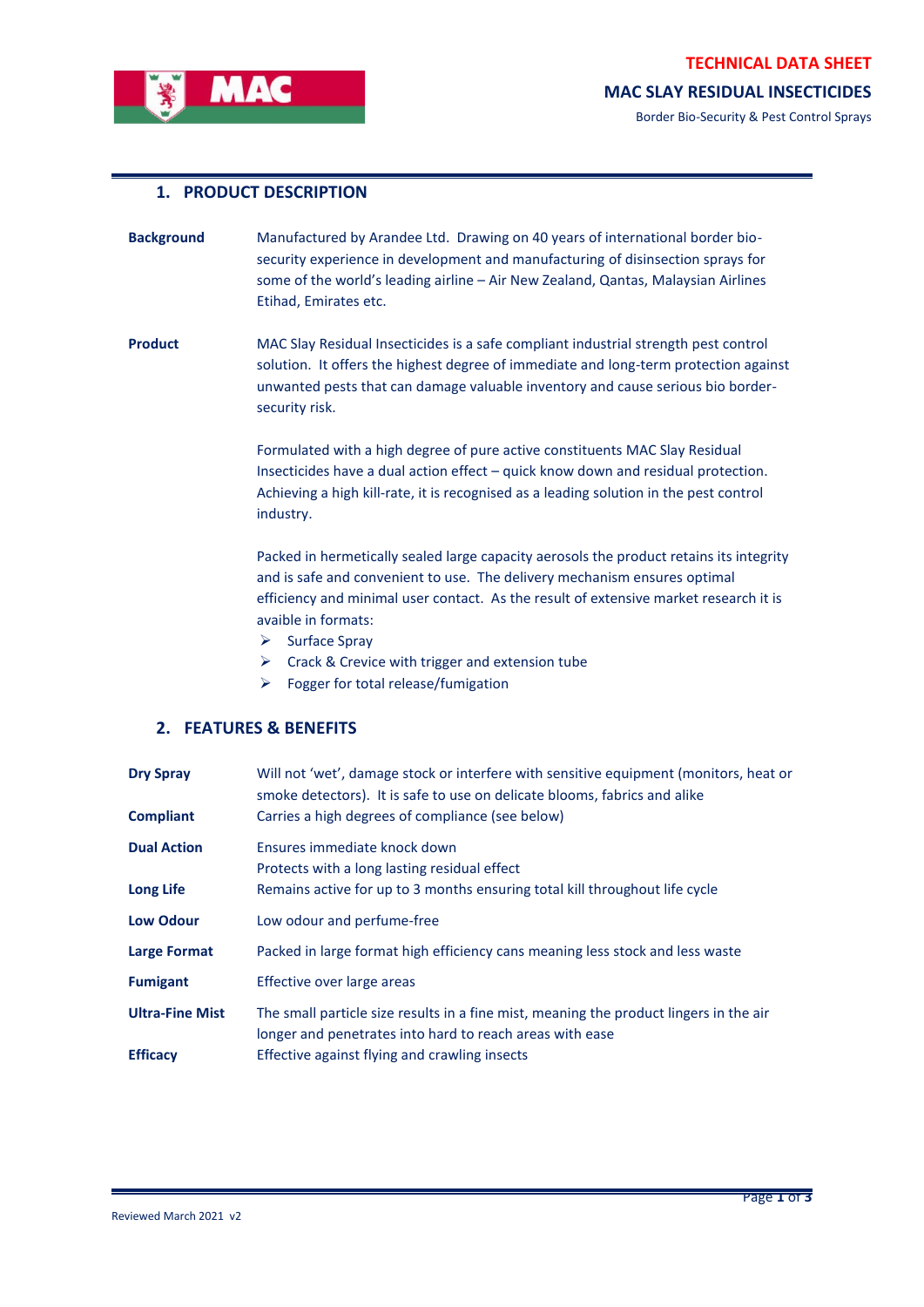# TECHNICAL DATA SHEET

## MAC SLAY RESIDUAL INSECTICIDES

Border Bio-Security & Pest Control Sprays

## 1. PRODUCT DESCRIPTION

**Background**

Manufactured by Arandee Ltd. Drawing on 40 years of international border bio-security experience in development and manufacturing of disinsection sprays for some of the world's leading airline – Air New Zealand, Qantas, Malaysian Airlines Etihad, Emirates etc.

**Product**

MAC Slay Residual Insecticides is a safe compliant industrial strength pest control solution. It offers the highest degree of immediate and long-term protection against unwanted pests that can damage valuable inventory and cause serious bio border-security risk.

Formulated with a high degree of pure active constituents MAC Slay Residual Insecticides have a dual action effect – quick know down and residual protection. Achieving a high kill-rate, it is recognised as a leading solution in the pest control industry.

Packed in hermetically sealed large capacity aerosols the product retains its integrity and is safe and convenient to use. The delivery mechanism ensures optimal efficiency and minimal user contact. As the result of extensive market research it is avaible in formats:

- Surface Spray
- Crack & Crevice with trigger and extension tube
- Fogger for total release/fumigation

## 2. FEATURES & BENEFITS

**Dry Spray**

Will not 'wet', damage stock or interfere with sensitive equipment (monitors, heat or smoke detectors). It is safe to use on delicate blooms, fabrics and alike

**Compliant**

Carries a high degrees of compliance (see below)

**Dual Action**

Ensures immediate knock down
Protects with a long lasting residual effect

**Long Life**

Remains active for up to 3 months ensuring total kill throughout life cycle

**Low Odour**

Low odour and perfume-free

**Large Format**

Packed in large format high efficiency cans meaning less stock and less waste

**Fumigant**

Effective over large areas

**Ultra-Fine Mist**

The small particle size results in a fine mist, meaning the product lingers in the air longer and penetrates into hard to reach areas with ease

**Efficacy**

Effective against flying and crawling insects

Reviewed March 2021 v2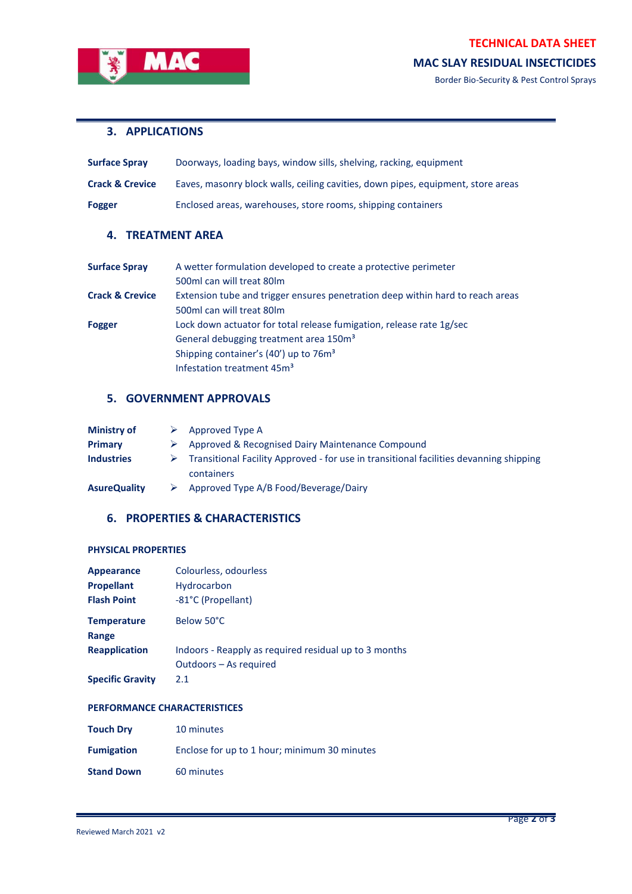## 3. APPLICATIONS

| | |
|---|---|
| **Surface Spray** | Doorways, loading bays, window sills, shelving, racking, equipment |
| **Crack & Crevice** | Eaves, masonry block walls, ceiling cavities, down pipes, equipment, store areas |
| **Fogger** | Enclosed areas, warehouses, store rooms, shipping containers |

## 4. TREATMENT AREA

| | |
|---|---|
| **Surface Spray** | A wetter formulation developed to create a protective perimeter<br>500ml can will treat 80lm |
| **Crack & Crevice** | Extension tube and trigger ensures penetration deep within hard to reach areas<br>500ml can will treat 80lm |
| **Fogger** | Lock down actuator for total release fumigation, release rate 1g/sec<br>General debugging treatment area 150m³<br>Shipping container's (40') up to 76m³<br>Infestation treatment 45m³ |

## 5. GOVERNMENT APPROVALS

**Ministry of Primary Industries**

- Approved Type A
- Approved & Recognised Dairy Maintenance Compound
- Transitional Facility Approved - for use in transitional facilities devanning shipping containers

**AsureQuality**

- Approved Type A/B Food/Beverage/Dairy

## 6. PROPERTIES & CHARACTERISTICS

### PHYSICAL PROPERTIES

| | |
|---|---|
| **Appearance** | Colourless, odourless |
| **Propellant** | Hydrocarbon |
| **Flash Point** | -81°C (Propellant) |
| **Temperature Range** | Below 50°C |
| **Reapplication** | Indoors - Reapply as required residual up to 3 months<br>Outdoors – As required |
| **Specific Gravity** | 2.1 |

### PERFORMANCE CHARACTERISTICES

| | |
|---|---|
| **Touch Dry** | 10 minutes |
| **Fumigation** | Enclose for up to 1 hour; minimum 30 minutes |
| **Stand Down** | 60 minutes |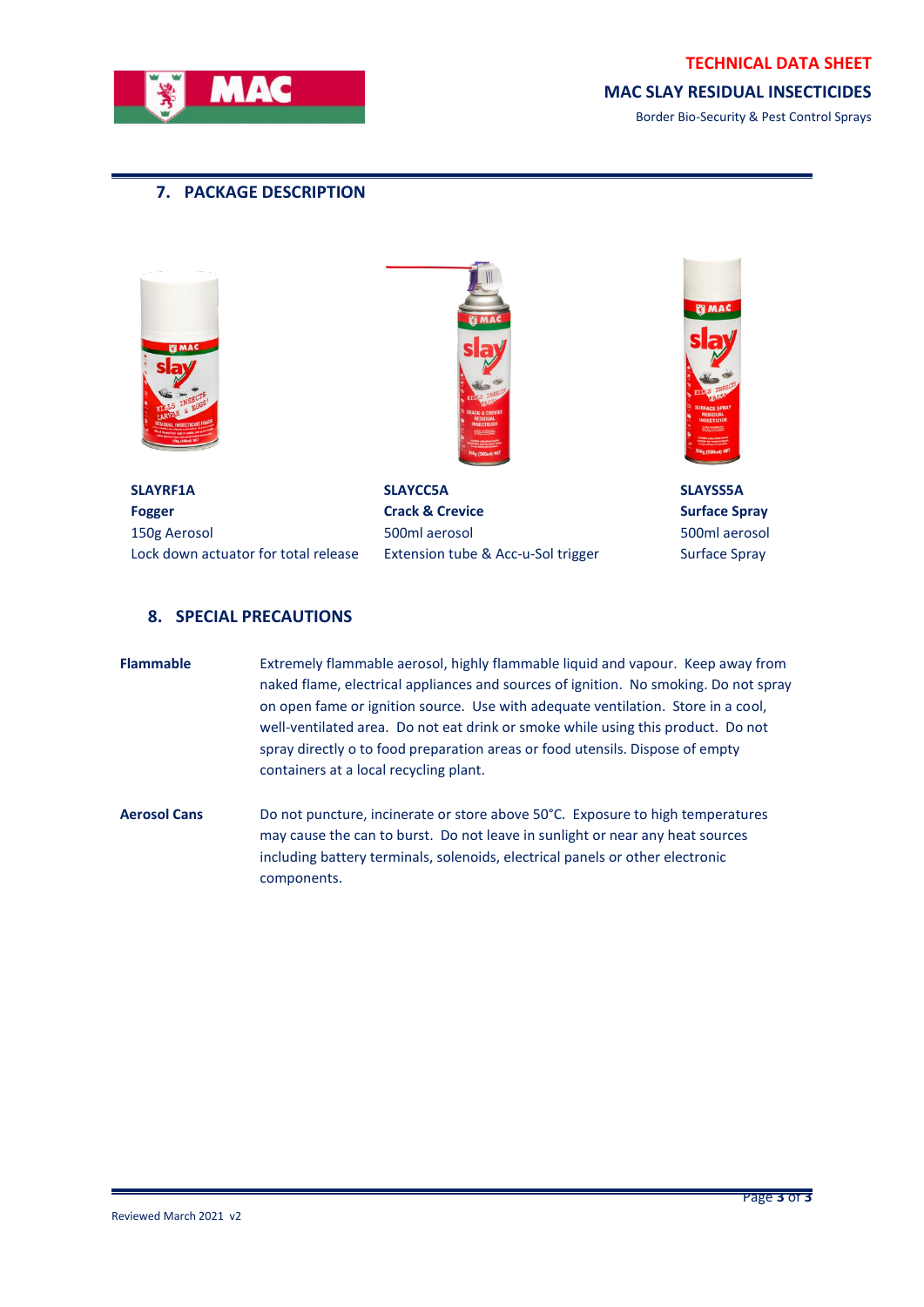## 7. PACKAGE DESCRIPTION

| | | |
|---|---|---|
| **SLAYRF1A** | **SLAYCC5A** | **SLAYSS5A** |
| **Fogger** | **Crack & Crevice** | **Surface Spray** |
| 150g Aerosol | 500ml aerosol | 500ml aerosol |
| Lock down actuator for total release | Extension tube & Acc-u-Sol trigger | Surface Spray |

## 8. SPECIAL PRECAUTIONS

**Flammable**

Extremely flammable aerosol, highly flammable liquid and vapour. Keep away from naked flame, electrical appliances and sources of ignition. No smoking. Do not spray on open fame or ignition source. Use with adequate ventilation. Store in a cool, well-ventilated area. Do not eat drink or smoke while using this product. Do not spray directly o to food preparation areas or food utensils. Dispose of empty containers at a local recycling plant.

**Aerosol Cans**

Do not puncture, incinerate or store above 50°C. Exposure to high temperatures may cause the can to burst. Do not leave in sunlight or near any heat sources including battery terminals, solenoids, electrical panels or other electronic components.

Reviewed March 2021 v2